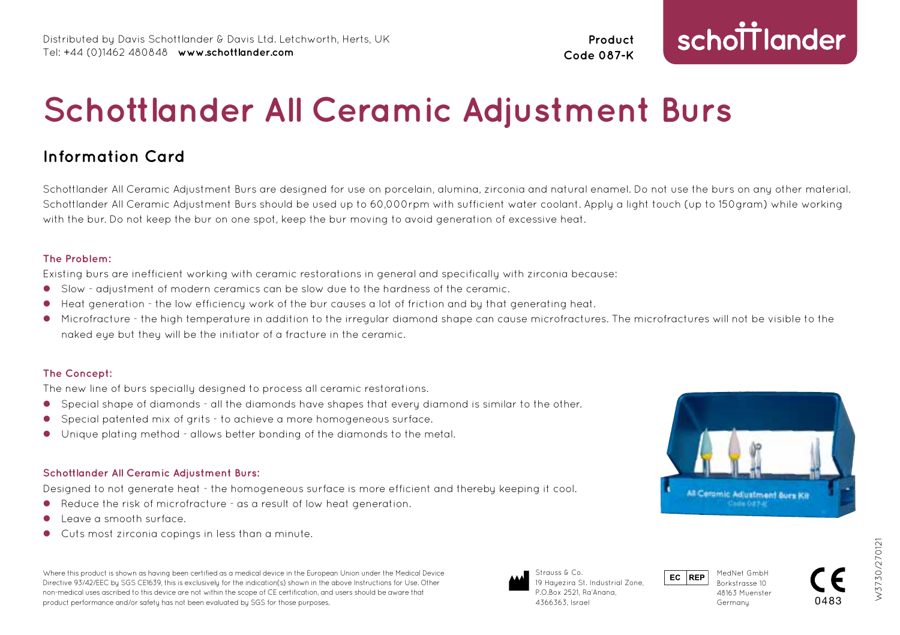Distributed by Davis Schottlander & Davis Ltd. Letchworth, Herts, UK
Tel: +44 (0)1462 480848 **www.schottlander.com**

**Product Code 087-K**

schottlander

# Schottlander All Ceramic Adjustment Burs

## Information Card

Schottlander All Ceramic Adjustment Burs are designed for use on porcelain, alumina, zirconia and natural enamel. Do not use the burs on any other material. Schottlander All Ceramic Adjustment Burs should be used up to 60,000rpm with sufficient water coolant. Apply a light touch (up to 150gram) while working with the bur. Do not keep the bur on one spot, keep the bur moving to avoid generation of excessive heat.

### The Problem:

Existing burs are inefficient working with ceramic restorations in general and specifically with zirconia because:

- Slow - adjustment of modern ceramics can be slow due to the hardness of the ceramic.
- Heat generation - the low efficiency work of the bur causes a lot of friction and by that generating heat.
- Microfracture - the high temperature in addition to the irregular diamond shape can cause microfractures. The microfractures will not be visible to the naked eye but they will be the initiator of a fracture in the ceramic.

### The Concept:

The new line of burs specially designed to process all ceramic restorations.

- Special shape of diamonds - all the diamonds have shapes that every diamond is similar to the other.
- Special patented mix of grits - to achieve a more homogeneous surface.
- Unique plating method - allows better bonding of the diamonds to the metal.

### Schottlander All Ceramic Adjustment Burs:

Designed to not generate heat - the homogeneous surface is more efficient and thereby keeping it cool.

- Reduce the risk of microfracture - as a result of low heat generation.
- Leave a smooth surface.
- Cuts most zirconia copings in less than a minute.

Where this product is shown as having been certified as a medical device in the European Union under the Medical Device Directive 93/42/EEC by SGS CE1639, this is exclusively for the indication(s) shown in the above Instructions for Use. Other non-medical uses ascribed to this device are not within the scope of CE certification, and users should be aware that product performance and/or safety has not been evaluated by SGS for those purposes.

Strauss & Co.
19 Hayezira St. Industrial Zone,
P.O.Box 2521, Ra'Anana,
4366363, Israel

EC REP
MedNet GmbH
Borkstrasse 10
48163 Muenster
Germany

CE 0483

W3730/270121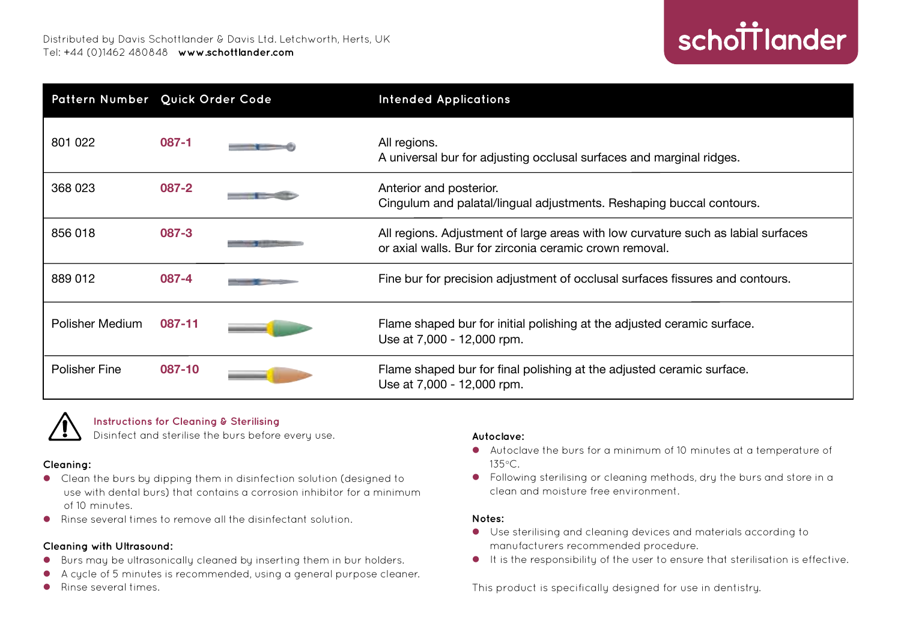Distributed by Davis Schottlander & Davis Ltd. Letchworth, Herts, UK
Tel: +44 (0)1462 480848 **www.schottlander.com**

schottlander

| Pattern Number | Quick Order Code | Intended Applications |
|---|---|---|
| 801 022 | 087-1 | All regions.<br>A universal bur for adjusting occlusal surfaces and marginal ridges. |
| 368 023 | 087-2 | Anterior and posterior.<br>Cingulum and palatal/lingual adjustments. Reshaping buccal contours. |
| 856 018 | 087-3 | All regions. Adjustment of large areas with low curvature such as labial surfaces or axial walls. Bur for zirconia ceramic crown removal. |
| 889 012 | 087-4 | Fine bur for precision adjustment of occlusal surfaces fissures and contours. |
| Polisher Medium | 087-11 | Flame shaped bur for initial polishing at the adjusted ceramic surface.<br>Use at 7,000 - 12,000 rpm. |
| Polisher Fine | 087-10 | Flame shaped bur for final polishing at the adjusted ceramic surface.<br>Use at 7,000 - 12,000 rpm. |

### Instructions for Cleaning & Sterilising

Disinfect and sterilise the burs before every use.

**Cleaning:**

- Clean the burs by dipping them in disinfection solution (designed to use with dental burs) that contains a corrosion inhibitor for a minimum of 10 minutes.
- Rinse several times to remove all the disinfectant solution.

**Cleaning with Ultrasound:**

- Burs may be ultrasonically cleaned by inserting them in bur holders.
- A cycle of 5 minutes is recommended, using a general purpose cleaner.
- Rinse several times.

**Autoclave:**

- Autoclave the burs for a minimum of 10 minutes at a temperature of 135°C.
- Following sterilising or cleaning methods, dry the burs and store in a clean and moisture free environment.

**Notes:**

- Use sterilising and cleaning devices and materials according to manufacturers recommended procedure.
- It is the responsibility of the user to ensure that sterilisation is effective.

This product is specifically designed for use in dentistry.